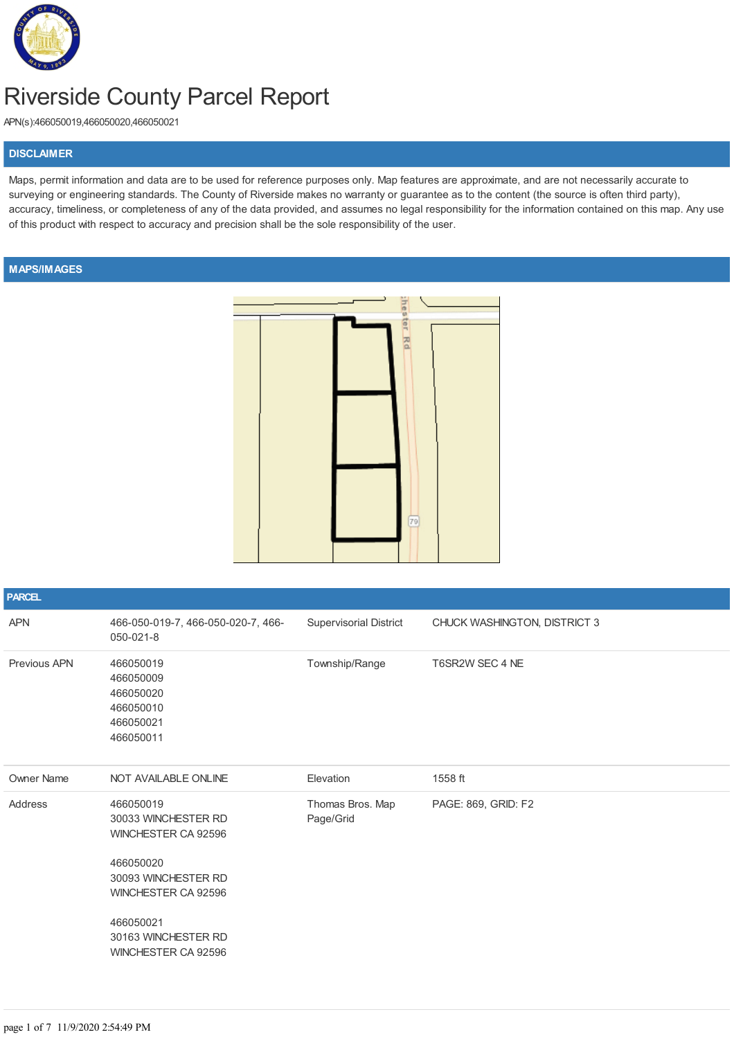# Riverside County Parcel Report

APN(s):466050019,466050020,466050021

## DISCLAIMER

Maps, permit information and data are to be used for reference purposes only. Map features are approximate, and are not necessarily accurate to surveying or engineering standards. The County of Riverside makes no warranty or guarantee as to the content (the source is often third party), accuracy, timeliness, or completeness of any of the data provided, and assumes no legal responsibility for the information contained on this map. Any use of this product with respect to accuracy and precision shall be the sole responsibility of the user.

## MAPS/IMAGES

## PARCEL

| | | | |
|---|---|---|---|
| APN | 466-050-019-7, 466-050-020-7, 466-050-021-8 | Supervisorial District | CHUCK WASHINGTON, DISTRICT 3 |
| Previous APN | 466050019<br>466050009<br>466050020<br>466050010<br>466050021<br>466050011 | Township/Range | T6SR2W SEC 4 NE |
| Owner Name | NOT AVAILABLE ONLINE | Elevation | 1558 ft |
| Address | 466050019<br>30033 WINCHESTER RD<br>WINCHESTER CA 92596<br><br>466050020<br>30093 WINCHESTER RD<br>WINCHESTER CA 92596<br><br>466050021<br>30163 WINCHESTER RD<br>WINCHESTER CA 92596 | Thomas Bros. Map Page/Grid | PAGE: 869, GRID: F2 |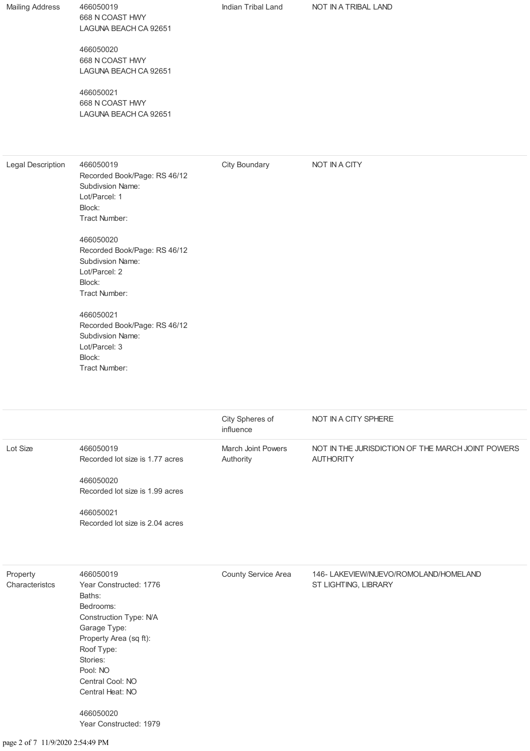| | | | |
|---|---|---|---|
| Mailing Address | 466050019<br>668 N COAST HWY<br>LAGUNA BEACH CA 92651<br><br>466050020<br>668 N COAST HWY<br>LAGUNA BEACH CA 92651<br><br>466050021<br>668 N COAST HWY<br>LAGUNA BEACH CA 92651 | Indian Tribal Land | NOT IN A TRIBAL LAND |
| Legal Description | 466050019<br>Recorded Book/Page: RS 46/12<br>Subdivsion Name:<br>Lot/Parcel: 1<br>Block:<br>Tract Number:<br><br>466050020<br>Recorded Book/Page: RS 46/12<br>Subdivsion Name:<br>Lot/Parcel: 2<br>Block:<br>Tract Number:<br><br>466050021<br>Recorded Book/Page: RS 46/12<br>Subdivsion Name:<br>Lot/Parcel: 3<br>Block:<br>Tract Number: | City Boundary | NOT IN A CITY |
| | | City Spheres of influence | NOT IN A CITY SPHERE |
| Lot Size | 466050019<br>Recorded lot size is 1.77 acres<br><br>466050020<br>Recorded lot size is 1.99 acres<br><br>466050021<br>Recorded lot size is 2.04 acres | March Joint Powers Authority | NOT IN THE JURISDICTION OF THE MARCH JOINT POWERS AUTHORITY |
| Property Characteristcs | 466050019<br>Year Constructed: 1776<br>Baths:<br>Bedrooms:<br>Construction Type: N/A<br>Garage Type:<br>Property Area (sq ft):<br>Roof Type:<br>Stories:<br>Pool: NO<br>Central Cool: NO<br>Central Heat: NO<br><br>466050020<br>Year Constructed: 1979 | County Service Area | 146- LAKEVIEW/NUEVO/ROMOLAND/HOMELAND ST LIGHTING, LIBRARY |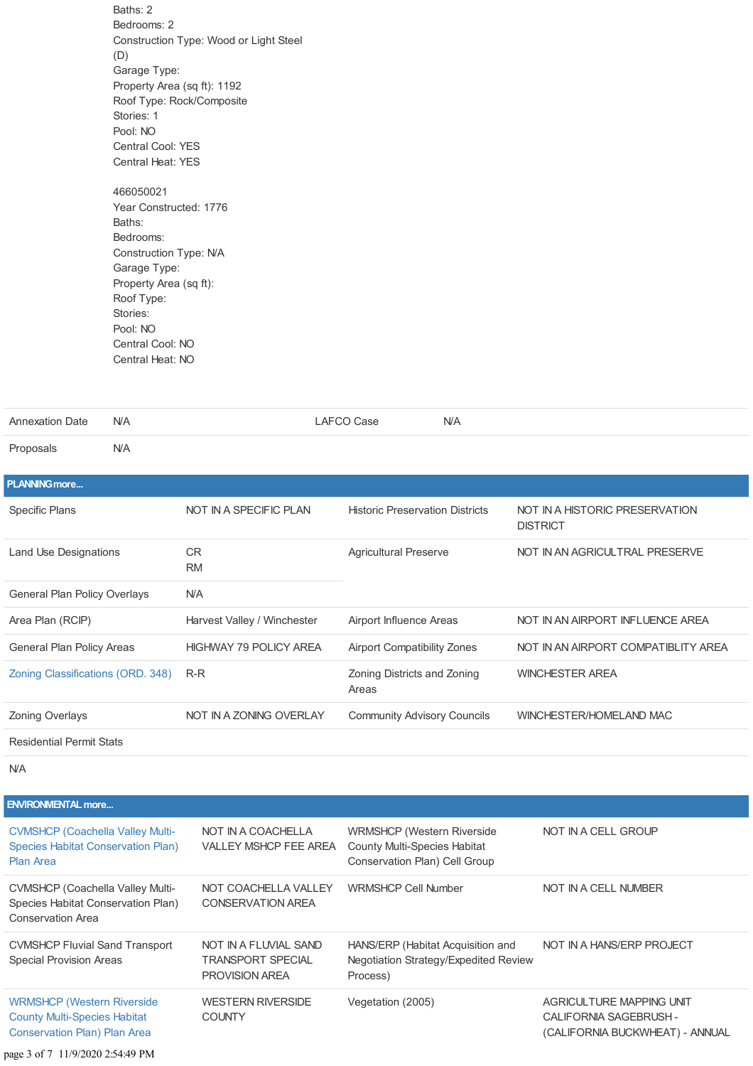Baths: 2
Bedrooms: 2
Construction Type: Wood or Light Steel (D)
Garage Type:
Property Area (sq ft): 1192
Roof Type: Rock/Composite
Stories: 1
Pool: NO
Central Cool: YES
Central Heat: YES

466050021
Year Constructed: 1776
Baths:
Bedrooms:
Construction Type: N/A
Garage Type:
Property Area (sq ft):
Roof Type:
Stories:
Pool: NO
Central Cool: NO
Central Heat: NO

| | | | |
|---|---|---|---|
| Annexation Date | N/A | LAFCO Case | N/A |
| Proposals | N/A | | |

## PLANNING more...

| | | | |
|---|---|---|---|
| Specific Plans | NOT IN A SPECIFIC PLAN | Historic Preservation Districts | NOT IN A HISTORIC PRESERVATION DISTRICT |
| Land Use Designations | CR<br>RM | Agricultural Preserve | NOT IN AN AGRICULTRAL PRESERVE |
| General Plan Policy Overlays | N/A | | |
| Area Plan (RCIP) | Harvest Valley / Winchester | Airport Influence Areas | NOT IN AN AIRPORT INFLUENCE AREA |
| General Plan Policy Areas | HIGHWAY 79 POLICY AREA | Airport Compatibility Zones | NOT IN AN AIRPORT COMPATIBLITY AREA |
| Zoning Classifications (ORD. 348) | R-R | Zoning Districts and Zoning Areas | WINCHESTER AREA |
| Zoning Overlays | NOT IN A ZONING OVERLAY | Community Advisory Councils | WINCHESTER/HOMELAND MAC |
| Residential Permit Stats | | | |
| N/A | | | |

## ENVIRONMENTAL more...

| | | | |
|---|---|---|---|
| CVMSHCP (Coachella Valley Multi-Species Habitat Conservation Plan) Plan Area | NOT IN A COACHELLA VALLEY MSHCP FEE AREA | WRMSHCP (Western Riverside County Multi-Species Habitat Conservation Plan) Cell Group | NOT IN A CELL GROUP |
| CVMSHCP (Coachella Valley Multi-Species Habitat Conservation Plan) Conservation Area | NOT COACHELLA VALLEY CONSERVATION AREA | WRMSHCP Cell Number | NOT IN A CELL NUMBER |
| CVMSHCP Fluvial Sand Transport Special Provision Areas | NOT IN A FLUVIAL SAND TRANSPORT SPECIAL PROVISION AREA | HANS/ERP (Habitat Acquisition and Negotiation Strategy/Expedited Review Process) | NOT IN A HANS/ERP PROJECT |
| WRMSHCP (Western Riverside County Multi-Species Habitat Conservation Plan) Plan Area | WESTERN RIVERSIDE COUNTY | Vegetation (2005) | AGRICULTURE MAPPING UNIT CALIFORNIA SAGEBRUSH - (CALIFORNIA BUCKWHEAT) - ANNUAL |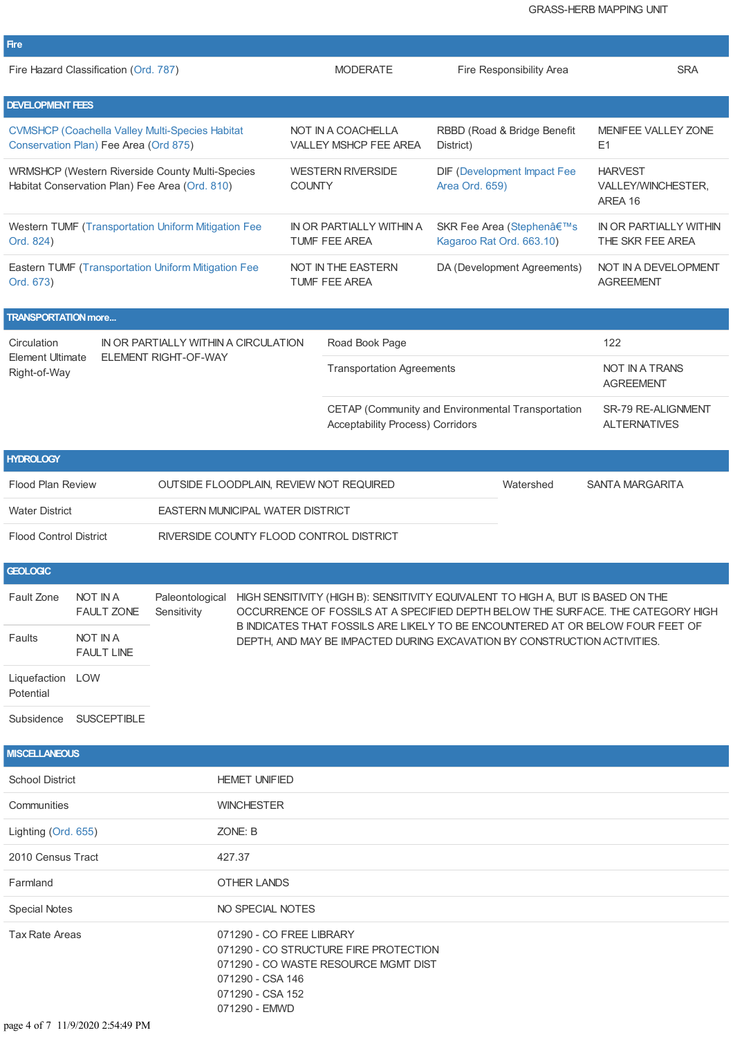GRASS-HERB MAPPING UNIT

## Fire

| | | | |
|---|---|---|---|
| Fire Hazard Classification (Ord. 787) | MODERATE | Fire Responsibility Area | SRA |

## DEVELOPMENT FEES

| | | | |
|---|---|---|---|
| CVMSHCP (Coachella Valley Multi-Species Habitat Conservation Plan) Fee Area (Ord 875) | NOT IN A COACHELLA VALLEY MSHCP FEE AREA | RBBD (Road & Bridge Benefit District) | MENIFEE VALLEY ZONE E1 |
| WRMSHCP (Western Riverside County Multi-Species Habitat Conservation Plan) Fee Area (Ord. 810) | WESTERN RIVERSIDE COUNTY | DIF (Development Impact Fee Area Ord. 659) | HARVEST VALLEY/WINCHESTER, AREA 16 |
| Western TUMF (Transportation Uniform Mitigation Fee Ord. 824) | IN OR PARTIALLY WITHIN A TUMF FEE AREA | SKR Fee Area (Stephenâ€™s Kagaroo Rat Ord. 663.10) | IN OR PARTIALLY WITHIN THE SKR FEE AREA |
| Eastern TUMF (Transportation Uniform Mitigation Fee Ord. 673) | NOT IN THE EASTERN TUMF FEE AREA | DA (Development Agreements) | NOT IN A DEVELOPMENT AGREEMENT |

## TRANSPORTATION more...

| | | | |
|---|---|---|---|
| Circulation Element Ultimate Right-of-Way | IN OR PARTIALLY WITHIN A CIRCULATION ELEMENT RIGHT-OF-WAY | Road Book Page | 122 |
| | | Transportation Agreements | NOT IN A TRANS AGREEMENT |
| | | CETAP (Community and Environmental Transportation Acceptability Process) Corridors | SR-79 RE-ALIGNMENT ALTERNATIVES |

## HYDROLOGY

| | | | |
|---|---|---|---|
| Flood Plan Review | OUTSIDE FLOODPLAIN, REVIEW NOT REQUIRED | Watershed | SANTA MARGARITA |
| Water District | EASTERN MUNICIPAL WATER DISTRICT | | |
| Flood Control District | RIVERSIDE COUNTY FLOOD CONTROL DISTRICT | | |

## GEOLOGIC

| | | | |
|---|---|---|---|
| Fault Zone | NOT IN A FAULT ZONE | Paleontological Sensitivity | HIGH SENSITIVITY (HIGH B): SENSITIVITY EQUIVALENT TO HIGH A, BUT IS BASED ON THE OCCURRENCE OF FOSSILS AT A SPECIFIED DEPTH BELOW THE SURFACE. THE CATEGORY HIGH B INDICATES THAT FOSSILS ARE LIKELY TO BE ENCOUNTERED AT OR BELOW FOUR FEET OF DEPTH, AND MAY BE IMPACTED DURING EXCAVATION BY CONSTRUCTION ACTIVITIES. |
| Faults | NOT IN A FAULT LINE | | |
| Liquefaction Potential | LOW | | |
| Subsidence | SUSCEPTIBLE | | |

## MISCELLANEOUS

| | |
|---|---|
| School District | HEMET UNIFIED |
| Communities | WINCHESTER |
| Lighting (Ord. 655) | ZONE: B |
| 2010 Census Tract | 427.37 |
| Farmland | OTHER LANDS |
| Special Notes | NO SPECIAL NOTES |
| Tax Rate Areas | 071290 - CO FREE LIBRARY<br>071290 - CO STRUCTURE FIRE PROTECTION<br>071290 - CO WASTE RESOURCE MGMT DIST<br>071290 - CSA 146<br>071290 - CSA 152<br>071290 - EMWD |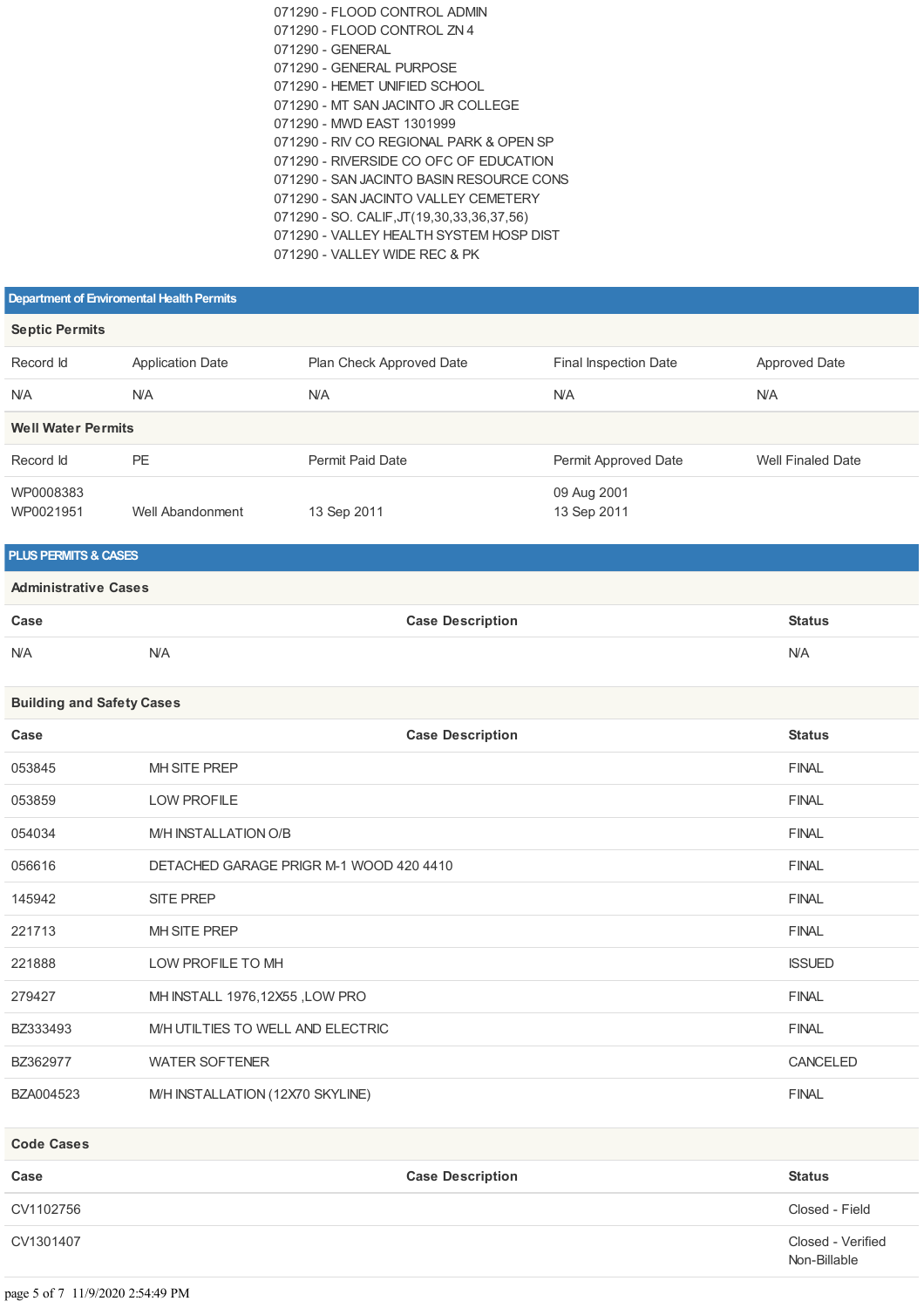071290 - FLOOD CONTROL ADMIN
071290 - FLOOD CONTROL ZN 4
071290 - GENERAL
071290 - GENERAL PURPOSE
071290 - HEMET UNIFIED SCHOOL
071290 - MT SAN JACINTO JR COLLEGE
071290 - MWD EAST 1301999
071290 - RIV CO REGIONAL PARK & OPEN SP
071290 - RIVERSIDE CO OFC OF EDUCATION
071290 - SAN JACINTO BASIN RESOURCE CONS
071290 - SAN JACINTO VALLEY CEMETERY
071290 - SO. CALIF,JT(19,30,33,36,37,56)
071290 - VALLEY HEALTH SYSTEM HOSP DIST
071290 - VALLEY WIDE REC & PK

## Department of Enviromental Health Permits

### Septic Permits

| Record Id | Application Date | Plan Check Approved Date | Final Inspection Date | Approved Date |
|---|---|---|---|---|
| N/A | N/A | N/A | N/A | N/A |

### Well Water Permits

| Record Id | PE | Permit Paid Date | Permit Approved Date | Well Finaled Date |
|---|---|---|---|---|
| WP0008383 | | | 09 Aug 2001 | |
| WP0021951 | Well Abandonment | 13 Sep 2011 | 13 Sep 2011 | |

## PLUS PERMITS & CASES

### Administrative Cases

| Case | Case Description | Status |
|---|---|---|
| N/A | N/A | N/A |

### Building and Safety Cases

| Case | Case Description | Status |
|---|---|---|
| 053845 | MH SITE PREP | FINAL |
| 053859 | LOW PROFILE | FINAL |
| 054034 | M/H INSTALLATION O/B | FINAL |
| 056616 | DETACHED GARAGE PRIGR M-1 WOOD 420 4410 | FINAL |
| 145942 | SITE PREP | FINAL |
| 221713 | MH SITE PREP | FINAL |
| 221888 | LOW PROFILE TO MH | ISSUED |
| 279427 | MH INSTALL 1976,12X55 ,LOW PRO | FINAL |
| BZ333493 | M/H UTILTIES TO WELL AND ELECTRIC | FINAL |
| BZ362977 | WATER SOFTENER | CANCELED |
| BZA004523 | M/H INSTALLATION (12X70 SKYLINE) | FINAL |

### Code Cases

| Case | Case Description | Status |
|---|---|---|
| CV1102756 | | Closed - Field |
| CV1301407 | | Closed - Verified Non-Billable |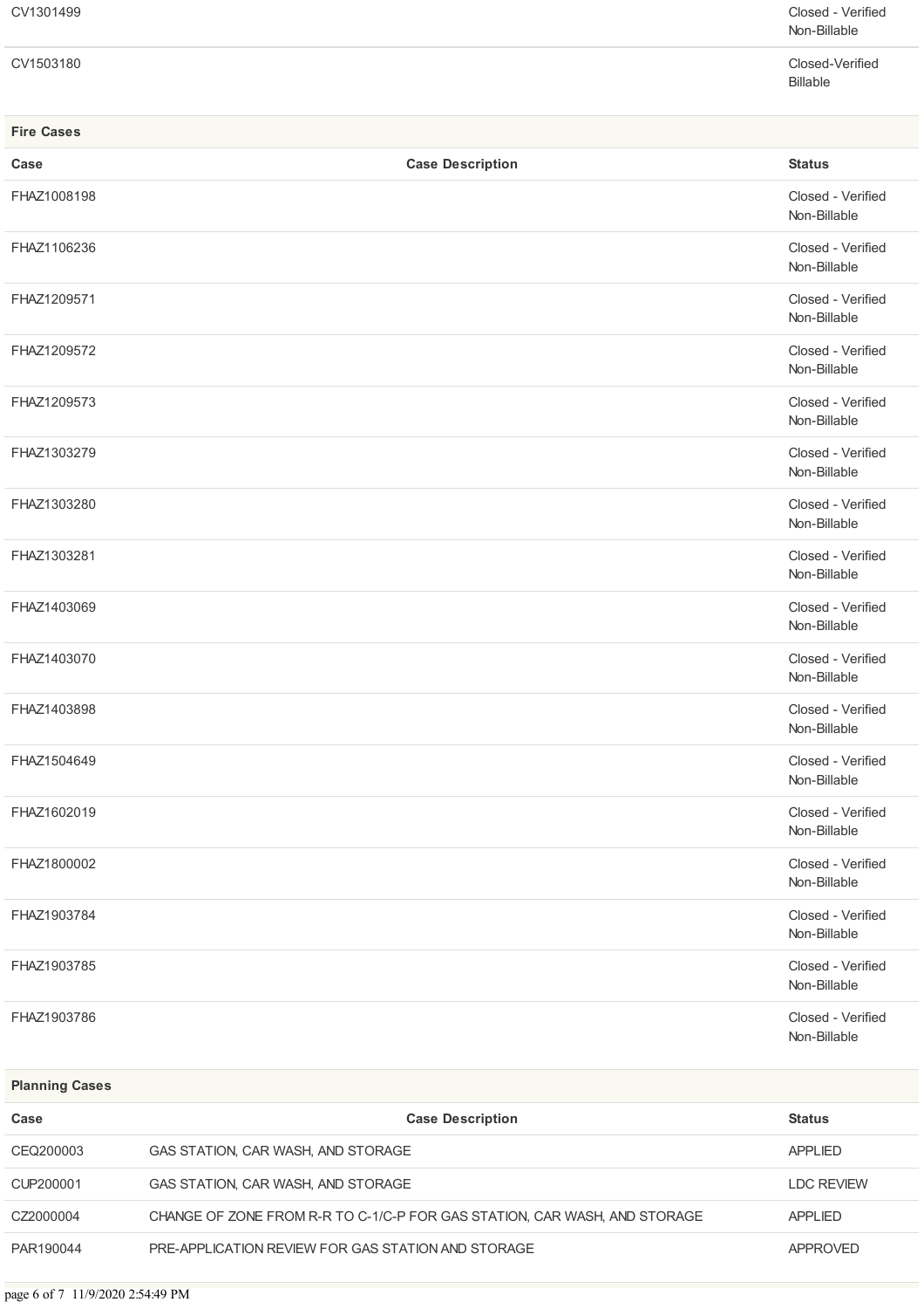| Case | Case Description | Status |
|---|---|---|
| CV1301499 | | Closed - Verified Non-Billable |
| CV1503180 | | Closed-Verified Billable |

**Fire Cases**

| Case | Case Description | Status |
|---|---|---|
| FHAZ1008198 | | Closed - Verified Non-Billable |
| FHAZ1106236 | | Closed - Verified Non-Billable |
| FHAZ1209571 | | Closed - Verified Non-Billable |
| FHAZ1209572 | | Closed - Verified Non-Billable |
| FHAZ1209573 | | Closed - Verified Non-Billable |
| FHAZ1303279 | | Closed - Verified Non-Billable |
| FHAZ1303280 | | Closed - Verified Non-Billable |
| FHAZ1303281 | | Closed - Verified Non-Billable |
| FHAZ1403069 | | Closed - Verified Non-Billable |
| FHAZ1403070 | | Closed - Verified Non-Billable |
| FHAZ1403898 | | Closed - Verified Non-Billable |
| FHAZ1504649 | | Closed - Verified Non-Billable |
| FHAZ1602019 | | Closed - Verified Non-Billable |
| FHAZ1800002 | | Closed - Verified Non-Billable |
| FHAZ1903784 | | Closed - Verified Non-Billable |
| FHAZ1903785 | | Closed - Verified Non-Billable |
| FHAZ1903786 | | Closed - Verified Non-Billable |

**Planning Cases**

| Case | Case Description | Status |
|---|---|---|
| CEQ200003 | GAS STATION, CAR WASH, AND STORAGE | APPLIED |
| CUP200001 | GAS STATION, CAR WASH, AND STORAGE | LDC REVIEW |
| CZ2000004 | CHANGE OF ZONE FROM R-R TO C-1/C-P FOR GAS STATION, CAR WASH, AND STORAGE | APPLIED |
| PAR190044 | PRE-APPLICATION REVIEW FOR GAS STATION AND STORAGE | APPROVED |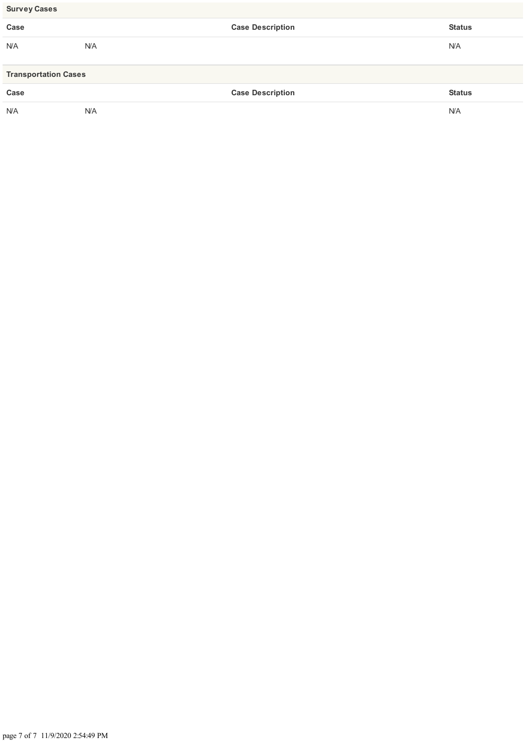## Survey Cases

| Case | | Case Description | Status |
| --- | --- | --- | --- |
| N/A | N/A | | N/A |

## Transportation Cases

| Case | | Case Description | Status |
| --- | --- | --- | --- |
| N/A | N/A | | N/A |